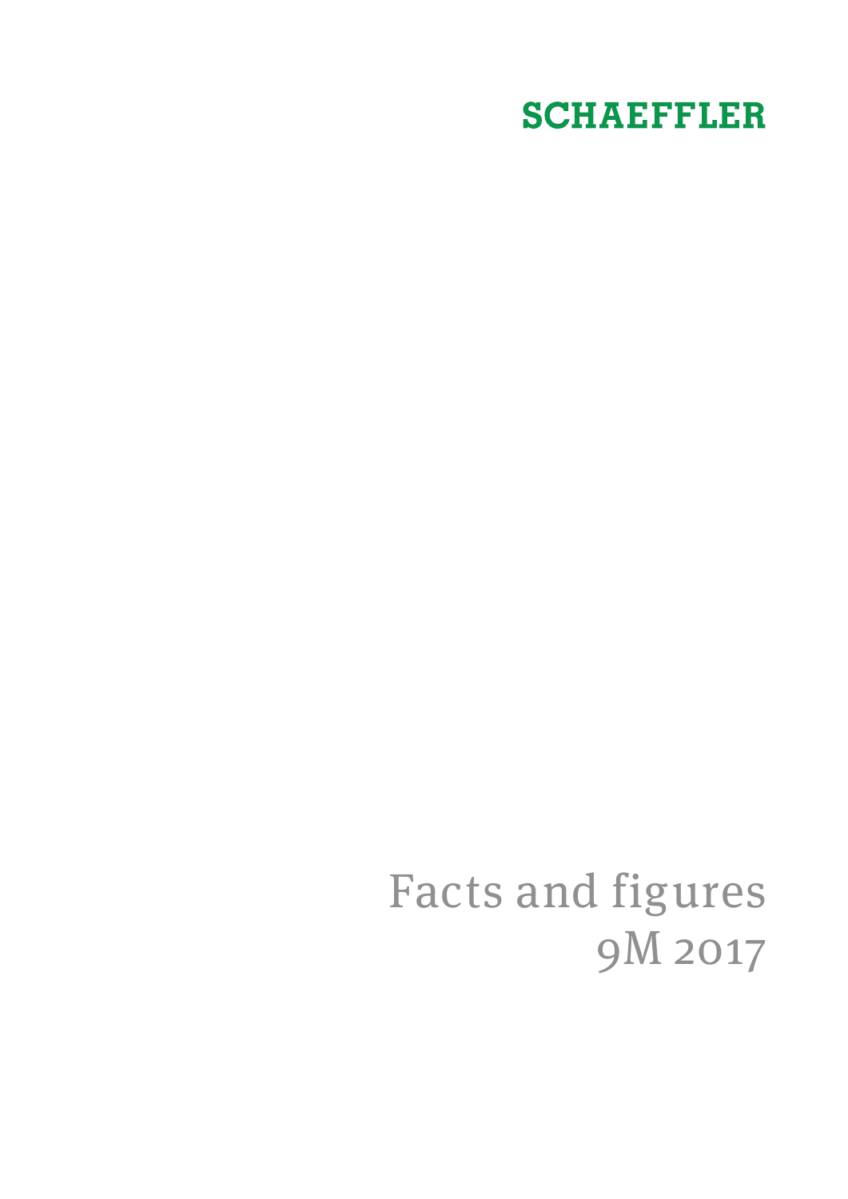SCHAEFFLER

# Facts and figures 9M 2017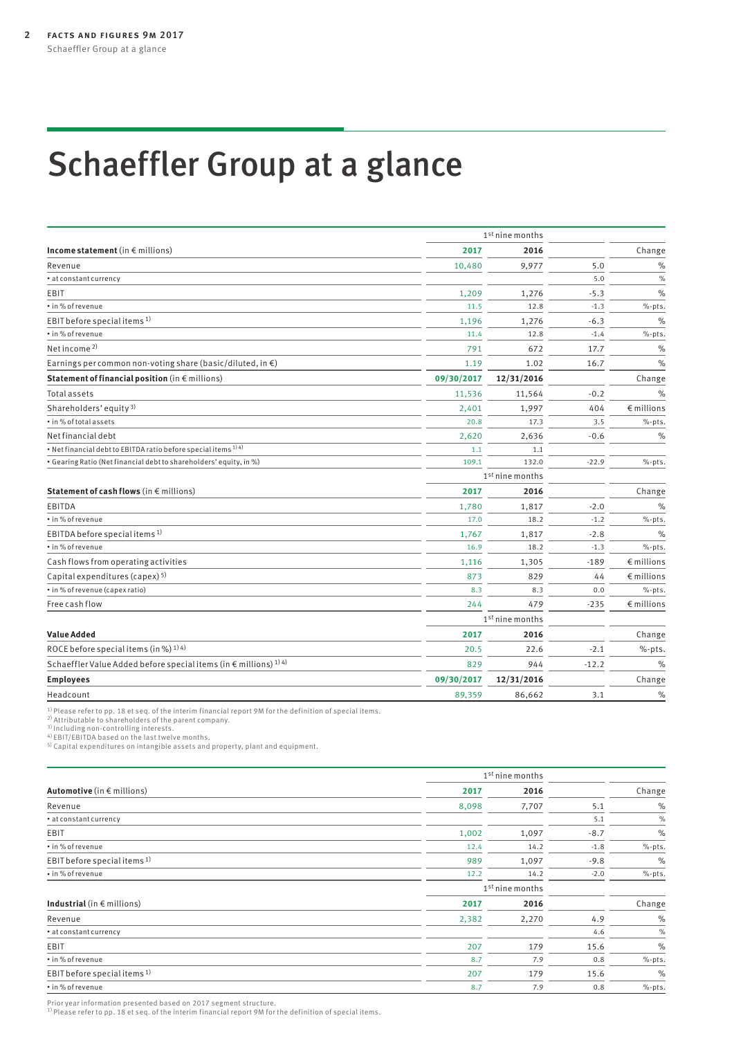# Schaeffler Group at a glance

| | 1st nine months | | | |
|---|---|---|---|---|
| **Income statement** (in € millions) | **2017** | **2016** | | Change |
| Revenue | 10,480 | 9,977 | 5.0 | % |
| • at constant currency | | | 5.0 | % |
| EBIT | 1,209 | 1,276 | -5.3 | % |
| • in % of revenue | 11.5 | 12.8 | -1.3 | %-pts. |
| EBIT before special items [1] | 1,196 | 1,276 | -6.3 | % |
| • in % of revenue | 11.4 | 12.8 | -1.4 | %-pts. |
| Net income [2] | 791 | 672 | 17.7 | % |
| Earnings per common non-voting share (basic/diluted, in €) | 1.19 | 1.02 | 16.7 | % |
| **Statement of financial position** (in € millions) | **09/30/2017** | **12/31/2016** | | Change |
| Total assets | 11,536 | 11,564 | -0.2 | % |
| Shareholders' equity [3] | 2,401 | 1,997 | 404 | € millions |
| • in % of total assets | 20.8 | 17.3 | 3.5 | %-pts. |
| Net financial debt | 2,620 | 2,636 | -0.6 | % |
| • Net financial debt to EBITDA ratio before special items [1) 4)] | 1.1 | 1.1 | | |
| • Gearing Ratio (Net financial debt to shareholders' equity, in %) | 109.1 | 132.0 | -22.9 | %-pts. |
| | 1st nine months | | | |
| **Statement of cash flows** (in € millions) | **2017** | **2016** | | Change |
| EBITDA | 1,780 | 1,817 | -2.0 | % |
| • in % of revenue | 17.0 | 18.2 | -1.2 | %-pts. |
| EBITDA before special items [1] | 1,767 | 1,817 | -2.8 | % |
| • in % of revenue | 16.9 | 18.2 | -1.3 | %-pts. |
| Cash flows from operating activities | 1,116 | 1,305 | -189 | € millions |
| Capital expenditures (capex) [5] | 873 | 829 | 44 | € millions |
| • in % of revenue (capex ratio) | 8.3 | 8.3 | 0.0 | %-pts. |
| Free cash flow | 244 | 479 | -235 | € millions |
| | 1st nine months | | | |
| **Value Added** | **2017** | **2016** | | Change |
| ROCE before special items (in %) [1) 4)] | 20.5 | 22.6 | -2.1 | %-pts. |
| Schaeffler Value Added before special items (in € millions) [1) 4)] | 829 | 944 | -12.2 | % |
| **Employees** | **09/30/2017** | **12/31/2016** | | Change |
| Headcount | 89,359 | 86,662 | 3.1 | % |

[1] Please refer to pp. 18 et seq. of the interim financial report 9M for the definition of special items.
[2] Attributable to shareholders of the parent company.
[3] Including non-controlling interests.
[4] EBIT/EBITDA based on the last twelve months.
[5] Capital expenditures on intangible assets and property, plant and equipment.

| | 1st nine months | | | |
|---|---|---|---|---|
| **Automotive** (in € millions) | **2017** | **2016** | | Change |
| Revenue | 8,098 | 7,707 | 5.1 | % |
| • at constant currency | | | 5.1 | % |
| EBIT | 1,002 | 1,097 | -8.7 | % |
| • in % of revenue | 12.4 | 14.2 | -1.8 | %-pts. |
| EBIT before special items [1] | 989 | 1,097 | -9.8 | % |
| • in % of revenue | 12.2 | 14.2 | -2.0 | %-pts. |
| | 1st nine months | | | |
| **Industrial** (in € millions) | **2017** | **2016** | | Change |
| Revenue | 2,382 | 2,270 | 4.9 | % |
| • at constant currency | | | 4.6 | % |
| EBIT | 207 | 179 | 15.6 | % |
| • in % of revenue | 8.7 | 7.9 | 0.8 | %-pts. |
| EBIT before special items [1] | 207 | 179 | 15.6 | % |
| • in % of revenue | 8.7 | 7.9 | 0.8 | %-pts. |

Prior year information presented based on 2017 segment structure.
[1] Please refer to pp. 18 et seq. of the interim financial report 9M for the definition of special items.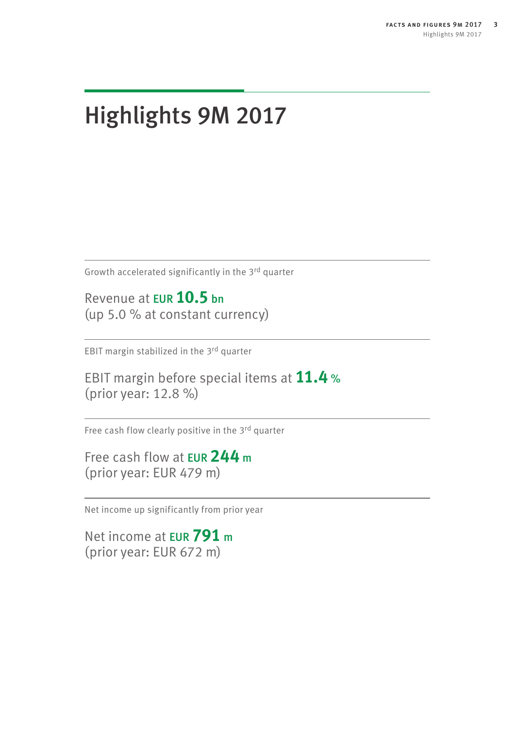# Highlights 9M 2017

Growth accelerated significantly in the 3rd quarter

Revenue at EUR **10.5** bn
(up 5.0 % at constant currency)

EBIT margin stabilized in the 3rd quarter

EBIT margin before special items at **11.4** %
(prior year: 12.8 %)

Free cash flow clearly positive in the 3rd quarter

Free cash flow at EUR **244** m
(prior year: EUR 479 m)

Net income up significantly from prior year

Net income at EUR **791** m
(prior year: EUR 672 m)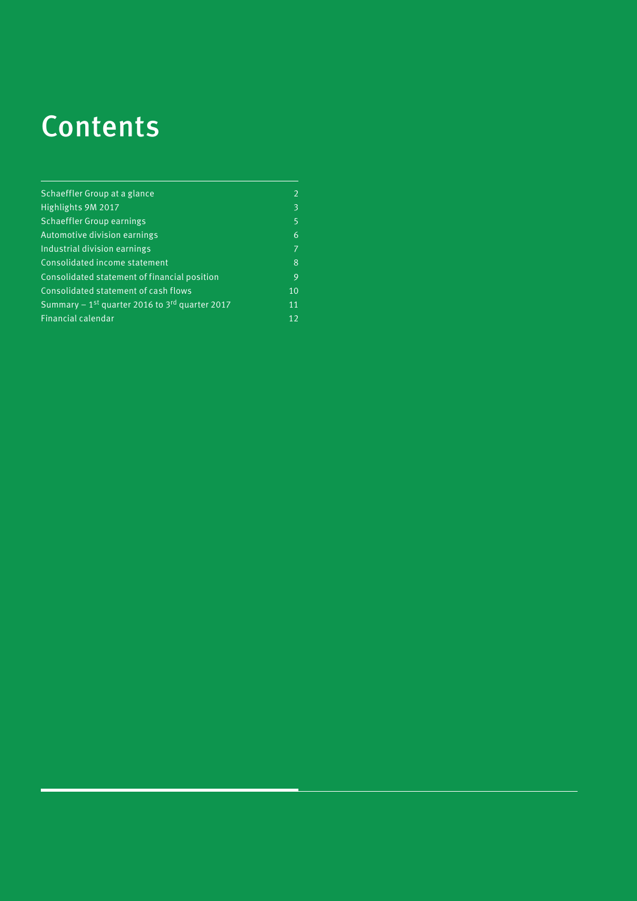# Contents

| | |
|---|---|
| Schaeffler Group at a glance | 2 |
| Highlights 9M 2017 | 3 |
| Schaeffler Group earnings | 5 |
| Automotive division earnings | 6 |
| Industrial division earnings | 7 |
| Consolidated income statement | 8 |
| Consolidated statement of financial position | 9 |
| Consolidated statement of cash flows | 10 |
| Summary – 1st quarter 2016 to 3rd quarter 2017 | 11 |
| Financial calendar | 12 |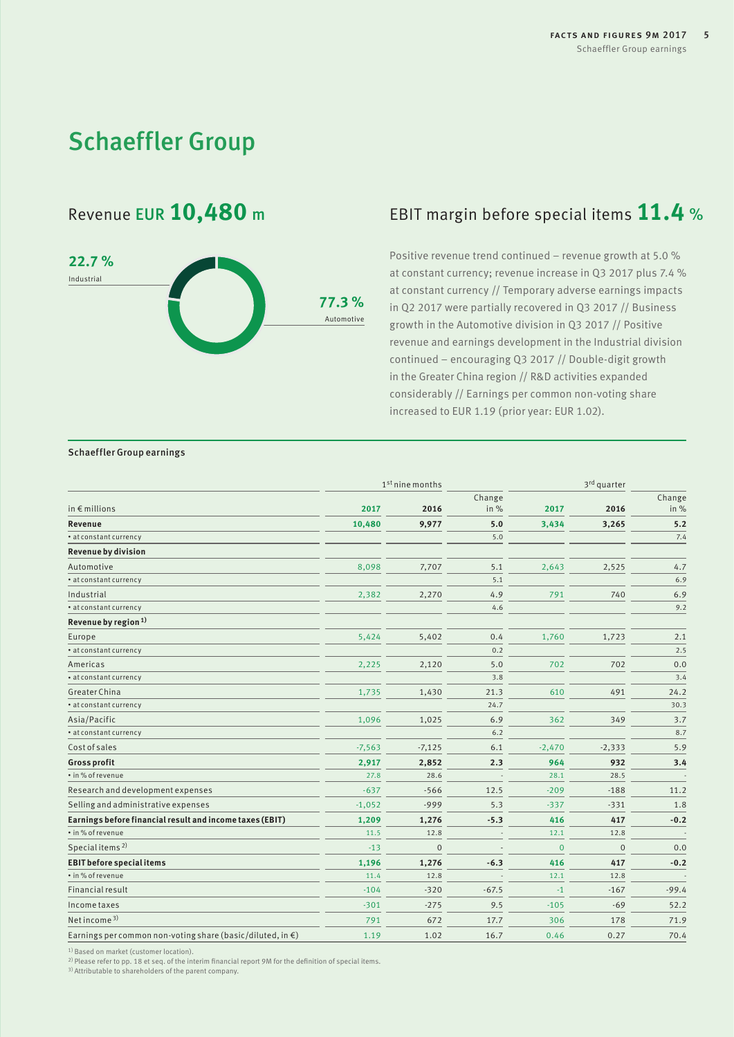# Schaeffler Group

## Revenue EUR 10,480 m

22.7 %
Industrial

77.3 %
Automotive

## EBIT margin before special items 11.4 %

Positive revenue trend continued – revenue growth at 5.0 % at constant currency; revenue increase in Q3 2017 plus 7.4 % at constant currency // Temporary adverse earnings impacts in Q2 2017 were partially recovered in Q3 2017 // Business growth in the Automotive division in Q3 2017 // Positive revenue and earnings development in the Industrial division continued – encouraging Q3 2017 // Double-digit growth in the Greater China region // R&D activities expanded considerably // Earnings per common non-voting share increased to EUR 1.19 (prior year: EUR 1.02).

### Schaeffler Group earnings

| | 1st nine months | | | 3rd quarter | | |
|---|---|---|---|---|---|---|
| in € millions | 2017 | 2016 | Change in % | 2017 | 2016 | Change in % |
| **Revenue** | **10,480** | **9,977** | **5.0** | **3,434** | **3,265** | **5.2** |
| • at constant currency | | | 5.0 | | | 7.4 |
| **Revenue by division** | | | | | | |
| Automotive | 8,098 | 7,707 | 5.1 | 2,643 | 2,525 | 4.7 |
| • at constant currency | | | 5.1 | | | 6.9 |
| Industrial | 2,382 | 2,270 | 4.9 | 791 | 740 | 6.9 |
| • at constant currency | | | 4.6 | | | 9.2 |
| **Revenue by region [1]** | | | | | | |
| Europe | 5,424 | 5,402 | 0.4 | 1,760 | 1,723 | 2.1 |
| • at constant currency | | | 0.2 | | | 2.5 |
| Americas | 2,225 | 2,120 | 5.0 | 702 | 702 | 0.0 |
| • at constant currency | | | 3.8 | | | 3.4 |
| Greater China | 1,735 | 1,430 | 21.3 | 610 | 491 | 24.2 |
| • at constant currency | | | 24.7 | | | 30.3 |
| Asia/Pacific | 1,096 | 1,025 | 6.9 | 362 | 349 | 3.7 |
| • at constant currency | | | 6.2 | | | 8.7 |
| Cost of sales | -7,563 | -7,125 | 6.1 | -2,470 | -2,333 | 5.9 |
| **Gross profit** | **2,917** | **2,852** | **2.3** | **964** | **932** | **3.4** |
| • in % of revenue | 27.8 | 28.6 | - | 28.1 | 28.5 | - |
| Research and development expenses | -637 | -566 | 12.5 | -209 | -188 | 11.2 |
| Selling and administrative expenses | -1,052 | -999 | 5.3 | -337 | -331 | 1.8 |
| **Earnings before financial result and income taxes (EBIT)** | **1,209** | **1,276** | **-5.3** | **416** | **417** | **-0.2** |
| • in % of revenue | 11.5 | 12.8 | - | 12.1 | 12.8 | - |
| Special items [2] | -13 | 0 | - | 0 | 0 | 0.0 |
| **EBIT before special items** | **1,196** | **1,276** | **-6.3** | **416** | **417** | **-0.2** |
| • in % of revenue | 11.4 | 12.8 | - | 12.1 | 12.8 | - |
| Financial result | -104 | -320 | -67.5 | -1 | -167 | -99.4 |
| Income taxes | -301 | -275 | 9.5 | -105 | -69 | 52.2 |
| Net income [3] | 791 | 672 | 17.7 | 306 | 178 | 71.9 |
| Earnings per common non-voting share (basic/diluted, in €) | 1.19 | 1.02 | 16.7 | 0.46 | 0.27 | 70.4 |

[1] Based on market (customer location).
[2] Please refer to pp. 18 et seq. of the interim financial report 9M for the definition of special items.
[3] Attributable to shareholders of the parent company.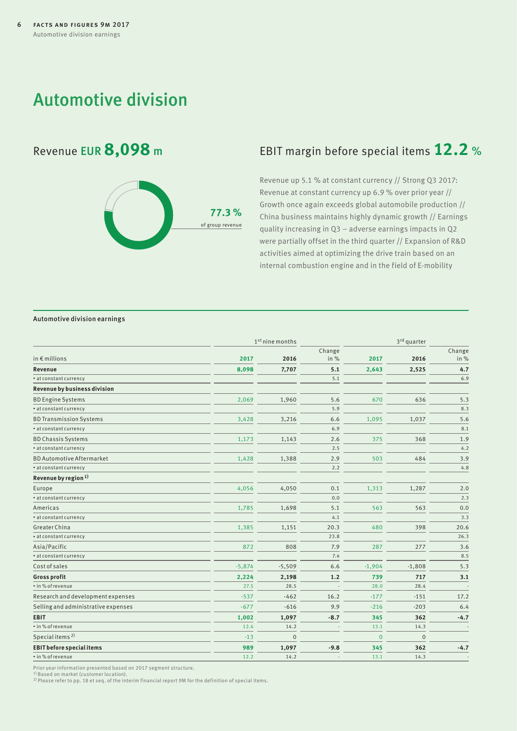# Automotive division

## Revenue EUR 8,098 m

**77.3 %**
of group revenue

## EBIT margin before special items 12.2 %

Revenue up 5.1 % at constant currency // Strong Q3 2017: Revenue at constant currency up 6.9 % over prior year // Growth once again exceeds global automobile production // China business maintains highly dynamic growth // Earnings quality increasing in Q3 – adverse earnings impacts in Q2 were partially offset in the third quarter // Expansion of R&D activities aimed at optimizing the drive train based on an internal combustion engine and in the field of E-mobility

### Automotive division earnings

| | 1st nine months | | | 3rd quarter | | |
|---|---|---|---|---|---|---|
| in € millions | 2017 | 2016 | Change in % | 2017 | 2016 | Change in % |
| **Revenue** | **8,098** | **7,707** | **5.1** | **2,643** | **2,525** | **4.7** |
| • at constant currency | | | 5.1 | | | 6.9 |
| **Revenue by business division** | | | | | | |
| BD Engine Systems | 2,069 | 1,960 | 5.6 | 670 | 636 | 5.3 |
| • at constant currency | | | 5.9 | | | 8.3 |
| BD Transmission Systems | 3,428 | 3,216 | 6.6 | 1,095 | 1,037 | 5.6 |
| • at constant currency | | | 6.9 | | | 8.1 |
| BD Chassis Systems | 1,173 | 1,143 | 2.6 | 375 | 368 | 1.9 |
| • at constant currency | | | 2.5 | | | 4.2 |
| BD Automotive Aftermarket | 1,428 | 1,388 | 2.9 | 503 | 484 | 3.9 |
| • at constant currency | | | 2.2 | | | 4.8 |
| **Revenue by region [1]** | | | | | | |
| Europe | 4,056 | 4,050 | 0.1 | 1,313 | 1,287 | 2.0 |
| • at constant currency | | | 0.0 | | | 2.3 |
| Americas | 1,785 | 1,698 | 5.1 | 563 | 563 | 0.0 |
| • at constant currency | | | 4.1 | | | 3.3 |
| Greater China | 1,385 | 1,151 | 20.3 | 480 | 398 | 20.6 |
| • at constant currency | | | 23.8 | | | 26.3 |
| Asia/Pacific | 872 | 808 | 7.9 | 287 | 277 | 3.6 |
| • at constant currency | | | 7.4 | | | 8.5 |
| Cost of sales | -5,874 | -5,509 | 6.6 | -1,904 | -1,808 | 5.3 |
| **Gross profit** | **2,224** | **2,198** | **1.2** | **739** | **717** | **3.1** |
| • in % of revenue | 27.5 | 28.5 | - | 28.0 | 28.4 | - |
| Research and development expenses | -537 | -462 | 16.2 | -177 | -151 | 17.2 |
| Selling and administrative expenses | -677 | -616 | 9.9 | -216 | -203 | 6.4 |
| **EBIT** | **1,002** | **1,097** | **-8.7** | **345** | **362** | **-4.7** |
| • in % of revenue | 12.4 | 14.2 | - | 13.1 | 14.3 | - |
| Special items [2] | -13 | 0 | | 0 | 0 | |
| **EBIT before special items** | **989** | **1,097** | **-9.8** | **345** | **362** | **-4.7** |
| • in % of revenue | 12.2 | 14.2 | - | 13.1 | 14.3 | - |

Prior year information presented based on 2017 segment structure.
[1] Based on market (customer location).
[2] Please refer to pp. 18 et seq. of the interim financial report 9M for the definition of special items.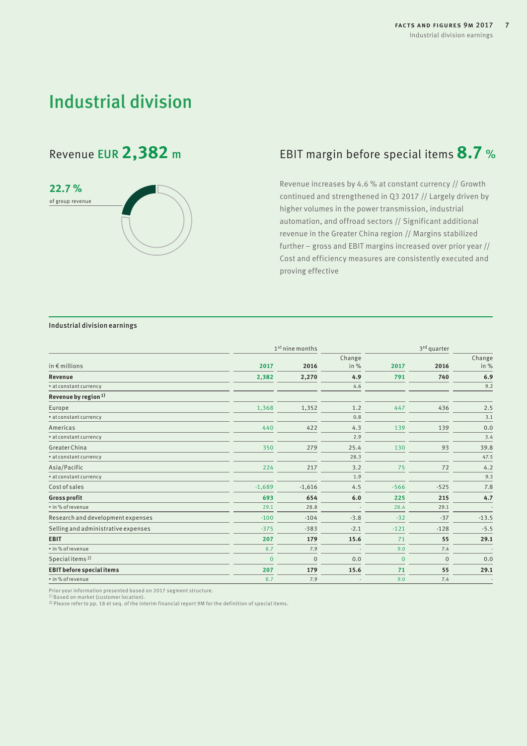# Industrial division

## Revenue EUR **2,382** m

**22.7 %**
of group revenue

## EBIT margin before special items **8.7** %

Revenue increases by 4.6 % at constant currency // Growth continued and strengthened in Q3 2017 // Largely driven by higher volumes in the power transmission, industrial automation, and offroad sectors // Significant additional revenue in the Greater China region // Margins stabilized further – gross and EBIT margins increased over prior year // Cost and efficiency measures are consistently executed and proving effective

**Industrial division earnings**

| | 1st nine months | | | 3rd quarter | | |
|---|---|---|---|---|---|---|
| in € millions | 2017 | 2016 | Change in % | 2017 | 2016 | Change in % |
| **Revenue** | **2,382** | **2,270** | **4.9** | **791** | **740** | **6.9** |
| • at constant currency | | | 4.6 | | | 9.2 |
| **Revenue by region [1)]** | | | | | | |
| Europe | 1,368 | 1,352 | 1.2 | 447 | 436 | 2.5 |
| • at constant currency | | | 0.8 | | | 3.1 |
| Americas | 440 | 422 | 4.3 | 139 | 139 | 0.0 |
| • at constant currency | | | 2.9 | | | 3.4 |
| Greater China | 350 | 279 | 25.4 | 130 | 93 | 39.8 |
| • at constant currency | | | 28.3 | | | 47.5 |
| Asia/Pacific | 224 | 217 | 3.2 | 75 | 72 | 4.2 |
| • at constant currency | | | 1.9 | | | 9.3 |
| Cost of sales | -1,689 | -1,616 | 4.5 | -566 | -525 | 7.8 |
| **Gross profit** | **693** | **654** | **6.0** | **225** | **215** | **4.7** |
| • in % of revenue | 29.1 | 28.8 | - | 28.4 | 29.1 | - |
| Research and development expenses | -100 | -104 | -3.8 | -32 | -37 | -13.5 |
| Selling and administrative expenses | -375 | -383 | -2.1 | -121 | -128 | -5.5 |
| **EBIT** | **207** | **179** | **15.6** | **71** | **55** | **29.1** |
| • in % of revenue | 8.7 | 7.9 | - | 9.0 | 7.4 | - |
| Special items [2)] | 0 | 0 | 0.0 | 0 | 0 | 0.0 |
| **EBIT before special items** | **207** | **179** | **15.6** | **71** | **55** | **29.1** |
| • in % of revenue | 8.7 | 7.9 | - | 9.0 | 7.4 | - |

Prior year information presented based on 2017 segment structure.
[1)] Based on market (customer location).
[2)] Please refer to pp. 18 et seq. of the interim financial report 9M for the definition of special items.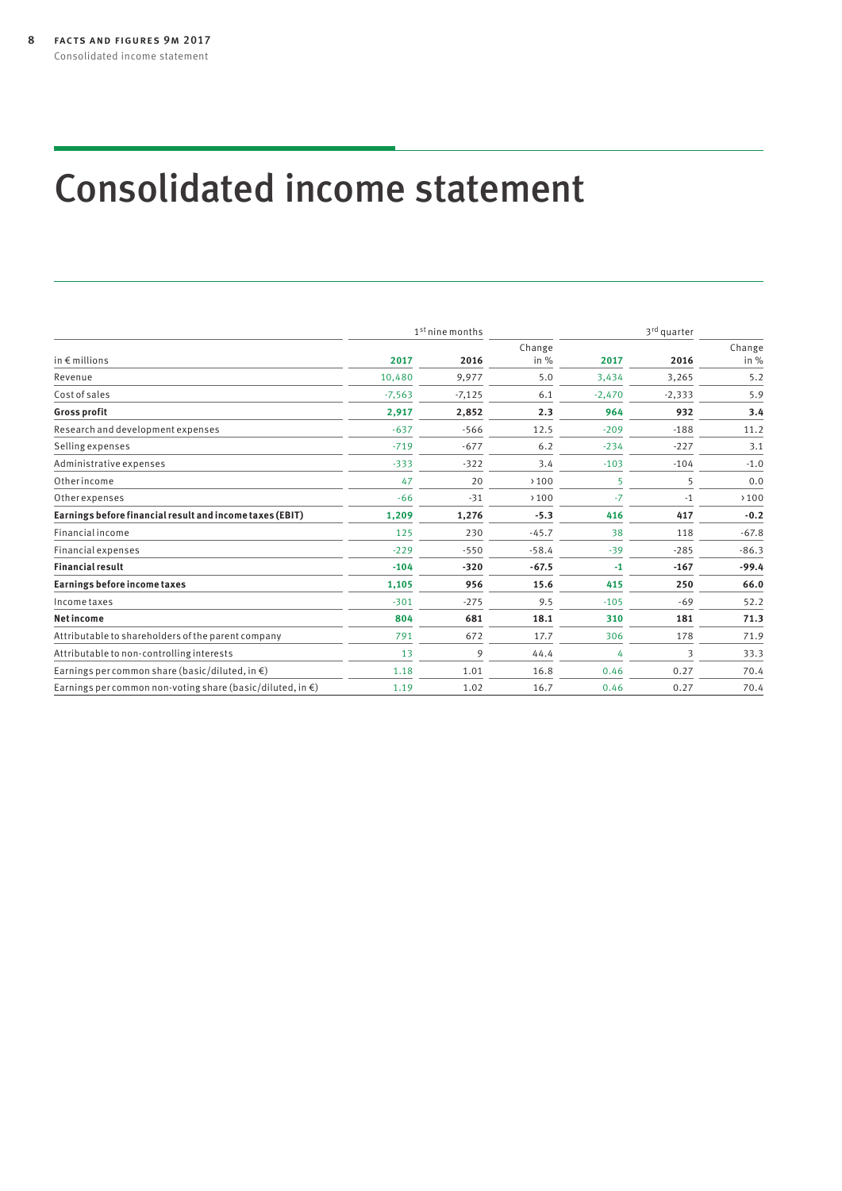# Consolidated income statement

| in € millions | 1st nine months 2017 | 2016 | Change in % | 3rd quarter 2017 | 2016 | Change in % |
|---|---|---|---|---|---|---|
| Revenue | 10,480 | 9,977 | 5.0 | 3,434 | 3,265 | 5.2 |
| Cost of sales | -7,563 | -7,125 | 6.1 | -2,470 | -2,333 | 5.9 |
| **Gross profit** | **2,917** | **2,852** | **2.3** | **964** | **932** | **3.4** |
| Research and development expenses | -637 | -566 | 12.5 | -209 | -188 | 11.2 |
| Selling expenses | -719 | -677 | 6.2 | -234 | -227 | 3.1 |
| Administrative expenses | -333 | -322 | 3.4 | -103 | -104 | -1.0 |
| Other income | 47 | 20 | >100 | 5 | 5 | 0.0 |
| Other expenses | -66 | -31 | >100 | -7 | -1 | >100 |
| **Earnings before financial result and income taxes (EBIT)** | **1,209** | **1,276** | **-5.3** | **416** | **417** | **-0.2** |
| Financial income | 125 | 230 | -45.7 | 38 | 118 | -67.8 |
| Financial expenses | -229 | -550 | -58.4 | -39 | -285 | -86.3 |
| **Financial result** | **-104** | **-320** | **-67.5** | **-1** | **-167** | **-99.4** |
| **Earnings before income taxes** | **1,105** | **956** | **15.6** | **415** | **250** | **66.0** |
| Income taxes | -301 | -275 | 9.5 | -105 | -69 | 52.2 |
| **Net income** | **804** | **681** | **18.1** | **310** | **181** | **71.3** |
| Attributable to shareholders of the parent company | 791 | 672 | 17.7 | 306 | 178 | 71.9 |
| Attributable to non-controlling interests | 13 | 9 | 44.4 | 4 | 3 | 33.3 |
| Earnings per common share (basic/diluted, in €) | 1.18 | 1.01 | 16.8 | 0.46 | 0.27 | 70.4 |
| Earnings per common non-voting share (basic/diluted, in €) | 1.19 | 1.02 | 16.7 | 0.46 | 0.27 | 70.4 |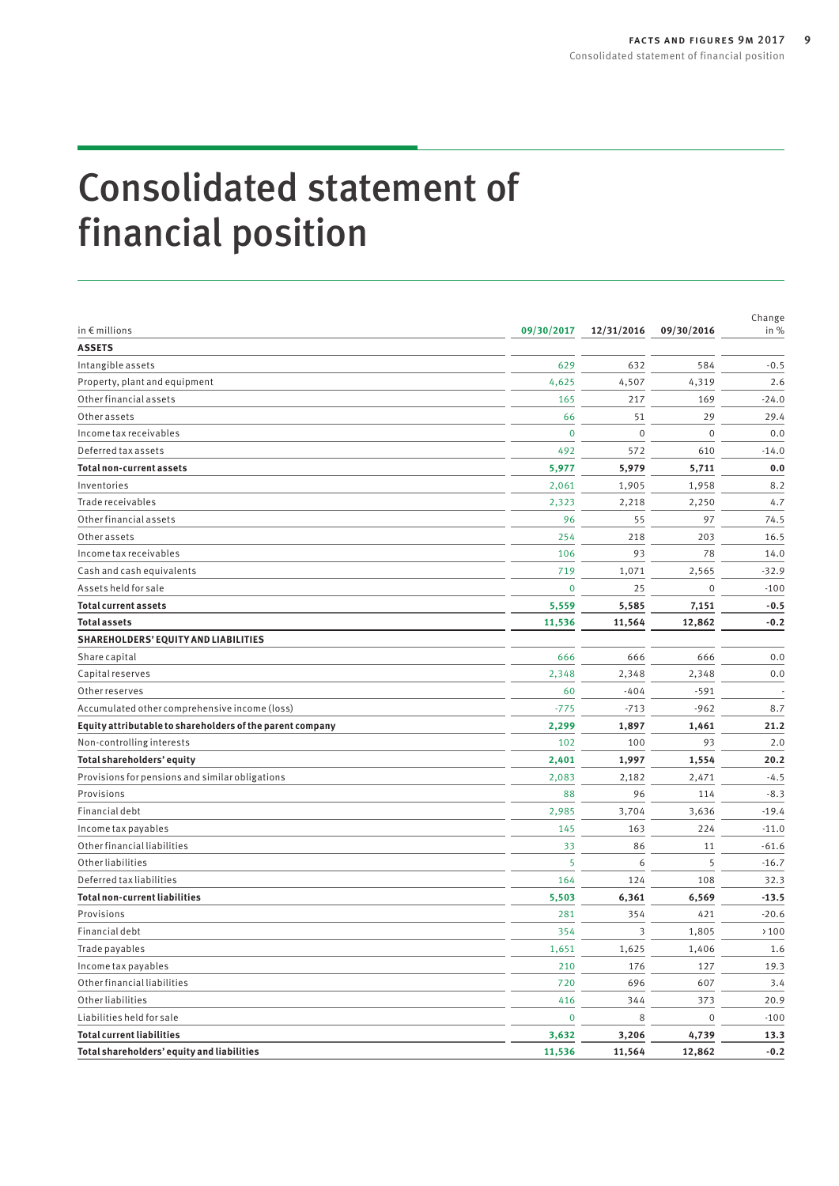# Consolidated statement of financial position

| in € millions | 09/30/2017 | 12/31/2016 | 09/30/2016 | Change in % |
|---|---|---|---|---|
| **ASSETS** | | | | |
| Intangible assets | 629 | 632 | 584 | -0.5 |
| Property, plant and equipment | 4,625 | 4,507 | 4,319 | 2.6 |
| Other financial assets | 165 | 217 | 169 | -24.0 |
| Other assets | 66 | 51 | 29 | 29.4 |
| Income tax receivables | 0 | 0 | 0 | 0.0 |
| Deferred tax assets | 492 | 572 | 610 | -14.0 |
| **Total non-current assets** | **5,977** | **5,979** | **5,711** | **0.0** |
| Inventories | 2,061 | 1,905 | 1,958 | 8.2 |
| Trade receivables | 2,323 | 2,218 | 2,250 | 4.7 |
| Other financial assets | 96 | 55 | 97 | 74.5 |
| Other assets | 254 | 218 | 203 | 16.5 |
| Income tax receivables | 106 | 93 | 78 | 14.0 |
| Cash and cash equivalents | 719 | 1,071 | 2,565 | -32.9 |
| Assets held for sale | 0 | 25 | 0 | -100 |
| **Total current assets** | **5,559** | **5,585** | **7,151** | **-0.5** |
| **Total assets** | **11,536** | **11,564** | **12,862** | **-0.2** |
| **SHAREHOLDERS' EQUITY AND LIABILITIES** | | | | |
| Share capital | 666 | 666 | 666 | 0.0 |
| Capital reserves | 2,348 | 2,348 | 2,348 | 0.0 |
| Other reserves | 60 | -404 | -591 | - |
| Accumulated other comprehensive income (loss) | -775 | -713 | -962 | 8.7 |
| **Equity attributable to shareholders of the parent company** | **2,299** | **1,897** | **1,461** | **21.2** |
| Non-controlling interests | 102 | 100 | 93 | 2.0 |
| **Total shareholders' equity** | **2,401** | **1,997** | **1,554** | **20.2** |
| Provisions for pensions and similar obligations | 2,083 | 2,182 | 2,471 | -4.5 |
| Provisions | 88 | 96 | 114 | -8.3 |
| Financial debt | 2,985 | 3,704 | 3,636 | -19.4 |
| Income tax payables | 145 | 163 | 224 | -11.0 |
| Other financial liabilities | 33 | 86 | 11 | -61.6 |
| Other liabilities | 5 | 6 | 5 | -16.7 |
| Deferred tax liabilities | 164 | 124 | 108 | 32.3 |
| **Total non-current liabilities** | **5,503** | **6,361** | **6,569** | **-13.5** |
| Provisions | 281 | 354 | 421 | -20.6 |
| Financial debt | 354 | 3 | 1,805 | >100 |
| Trade payables | 1,651 | 1,625 | 1,406 | 1.6 |
| Income tax payables | 210 | 176 | 127 | 19.3 |
| Other financial liabilities | 720 | 696 | 607 | 3.4 |
| Other liabilities | 416 | 344 | 373 | 20.9 |
| Liabilities held for sale | 0 | 8 | 0 | -100 |
| **Total current liabilities** | **3,632** | **3,206** | **4,739** | **13.3** |
| **Total shareholders' equity and liabilities** | **11,536** | **11,564** | **12,862** | **-0.2** |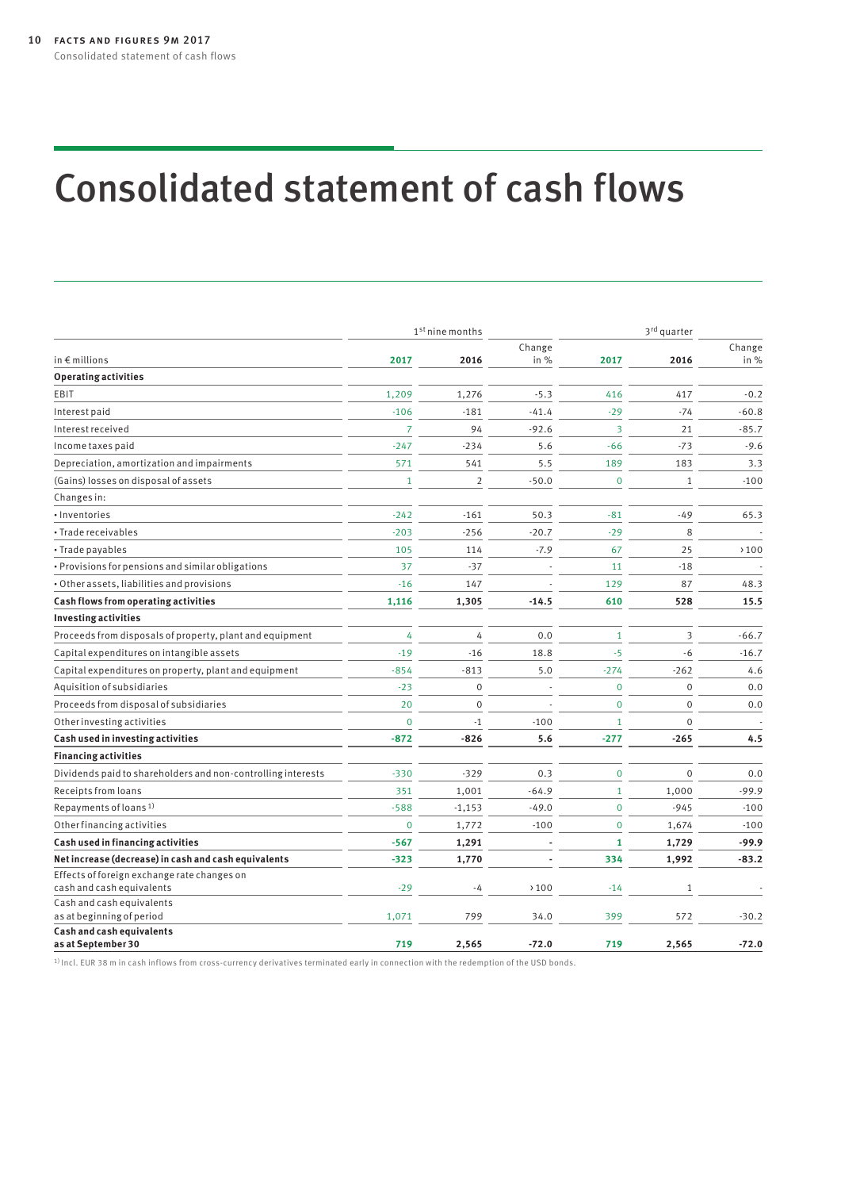# Consolidated statement of cash flows

| | 1st nine months | | | 3rd quarter | | |
|---|---|---|---|---|---|---|
| in € millions | 2017 | 2016 | Change in % | 2017 | 2016 | Change in % |
| **Operating activities** | | | | | | |
| EBIT | 1,209 | 1,276 | -5.3 | 416 | 417 | -0.2 |
| Interest paid | -106 | -181 | -41.4 | -29 | -74 | -60.8 |
| Interest received | 7 | 94 | -92.6 | 3 | 21 | -85.7 |
| Income taxes paid | -247 | -234 | 5.6 | -66 | -73 | -9.6 |
| Depreciation, amortization and impairments | 571 | 541 | 5.5 | 189 | 183 | 3.3 |
| (Gains) losses on disposal of assets | 1 | 2 | -50.0 | 0 | 1 | -100 |
| Changes in: | | | | | | |
| • Inventories | -242 | -161 | 50.3 | -81 | -49 | 65.3 |
| • Trade receivables | -203 | -256 | -20.7 | -29 | 8 | - |
| • Trade payables | 105 | 114 | -7.9 | 67 | 25 | >100 |
| • Provisions for pensions and similar obligations | 37 | -37 | - | 11 | -18 | - |
| • Other assets, liabilities and provisions | -16 | 147 | - | 129 | 87 | 48.3 |
| **Cash flows from operating activities** | **1,116** | **1,305** | **-14.5** | **610** | **528** | **15.5** |
| **Investing activities** | | | | | | |
| Proceeds from disposals of property, plant and equipment | 4 | 4 | 0.0 | 1 | 3 | -66.7 |
| Capital expenditures on intangible assets | -19 | -16 | 18.8 | -5 | -6 | -16.7 |
| Capital expenditures on property, plant and equipment | -854 | -813 | 5.0 | -274 | -262 | 4.6 |
| Aquisition of subsidiaries | -23 | 0 | - | 0 | 0 | 0.0 |
| Proceeds from disposal of subsidiaries | 20 | 0 | - | 0 | 0 | 0.0 |
| Other investing activities | 0 | -1 | -100 | 1 | 0 | - |
| **Cash used in investing activities** | **-872** | **-826** | **5.6** | **-277** | **-265** | **4.5** |
| **Financing activities** | | | | | | |
| Dividends paid to shareholders and non-controlling interests | -330 | -329 | 0.3 | 0 | 0 | 0.0 |
| Receipts from loans | 351 | 1,001 | -64.9 | 1 | 1,000 | -99.9 |
| Repayments of loans [1] | -588 | -1,153 | -49.0 | 0 | -945 | -100 |
| Other financing activities | 0 | 1,772 | -100 | 0 | 1,674 | -100 |
| **Cash used in financing activities** | **-567** | **1,291** | **-** | **1** | **1,729** | **-99.9** |
| **Net increase (decrease) in cash and cash equivalents** | **-323** | **1,770** | **-** | **334** | **1,992** | **-83.2** |
| Effects of foreign exchange rate changes on cash and cash equivalents | -29 | -4 | >100 | -14 | 1 | - |
| Cash and cash equivalents as at beginning of period | 1,071 | 799 | 34.0 | 399 | 572 | -30.2 |
| **Cash and cash equivalents as at September 30** | **719** | **2,565** | **-72.0** | **719** | **2,565** | **-72.0** |

[1] Incl. EUR 38 m in cash inflows from cross-currency derivatives terminated early in connection with the redemption of the USD bonds.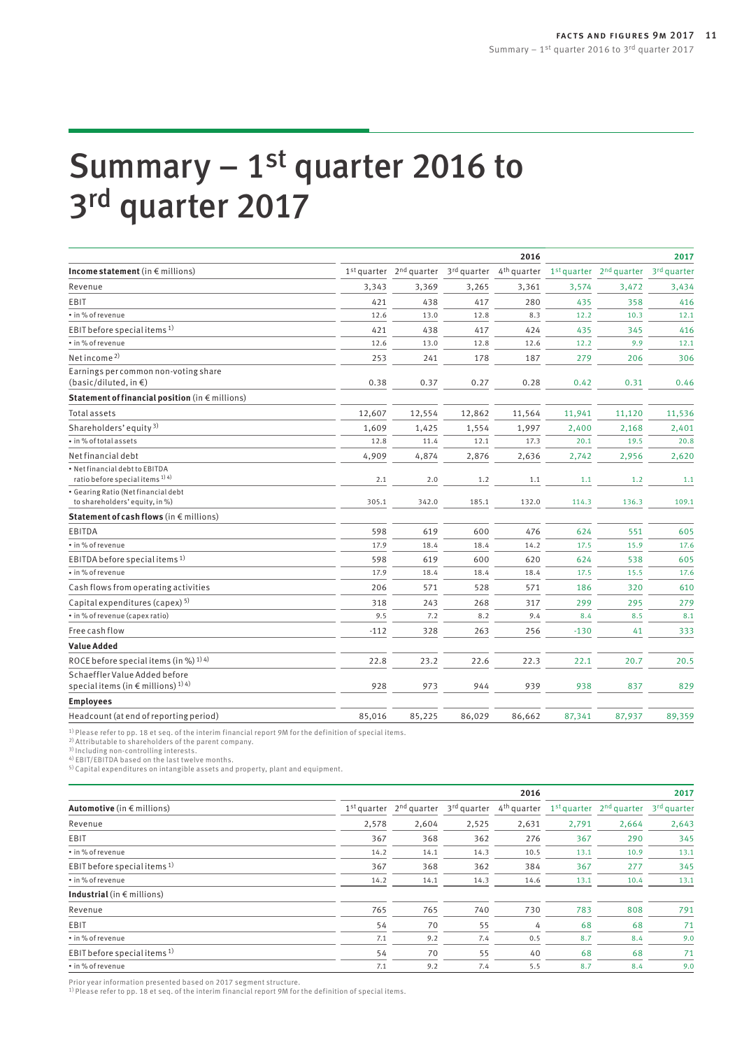# Summary – 1st quarter 2016 to 3rd quarter 2017

| | | | | 2016 | | | 2017 |
|---|---|---|---|---|---|---|---|
| **Income statement** (in € millions) | 1st quarter | 2nd quarter | 3rd quarter | 4th quarter | 1st quarter | 2nd quarter | 3rd quarter |
| Revenue | 3,343 | 3,369 | 3,265 | 3,361 | 3,574 | 3,472 | 3,434 |
| EBIT | 421 | 438 | 417 | 280 | 435 | 358 | 416 |
| • in % of revenue | 12.6 | 13.0 | 12.8 | 8.3 | 12.2 | 10.3 | 12.1 |
| EBIT before special items [1] | 421 | 438 | 417 | 424 | 435 | 345 | 416 |
| • in % of revenue | 12.6 | 13.0 | 12.8 | 12.6 | 12.2 | 9.9 | 12.1 |
| Net income [2] | 253 | 241 | 178 | 187 | 279 | 206 | 306 |
| Earnings per common non-voting share (basic/diluted, in €) | 0.38 | 0.37 | 0.27 | 0.28 | 0.42 | 0.31 | 0.46 |
| **Statement of financial position** (in € millions) | | | | | | | |
| Total assets | 12,607 | 12,554 | 12,862 | 11,564 | 11,941 | 11,120 | 11,536 |
| Shareholders' equity [3] | 1,609 | 1,425 | 1,554 | 1,997 | 2,400 | 2,168 | 2,401 |
| • in % of total assets | 12.8 | 11.4 | 12.1 | 17.3 | 20.1 | 19.5 | 20.8 |
| Net financial debt | 4,909 | 4,874 | 2,876 | 2,636 | 2,742 | 2,956 | 2,620 |
| • Net financial debt to EBITDA ratio before special items [1) 4)] | 2.1 | 2.0 | 1.2 | 1.1 | 1.1 | 1.2 | 1.1 |
| • Gearing Ratio (Net financial debt to shareholders' equity, in %) | 305.1 | 342.0 | 185.1 | 132.0 | 114.3 | 136.3 | 109.1 |
| **Statement of cash flows** (in € millions) | | | | | | | |
| EBITDA | 598 | 619 | 600 | 476 | 624 | 551 | 605 |
| • in % of revenue | 17.9 | 18.4 | 18.4 | 14.2 | 17.5 | 15.9 | 17.6 |
| EBITDA before special items [1] | 598 | 619 | 600 | 620 | 624 | 538 | 605 |
| • in % of revenue | 17.9 | 18.4 | 18.4 | 18.4 | 17.5 | 15.5 | 17.6 |
| Cash flows from operating activities | 206 | 571 | 528 | 571 | 186 | 320 | 610 |
| Capital expenditures (capex) [5] | 318 | 243 | 268 | 317 | 299 | 295 | 279 |
| • in % of revenue (capex ratio) | 9.5 | 7.2 | 8.2 | 9.4 | 8.4 | 8.5 | 8.1 |
| Free cash flow | -112 | 328 | 263 | 256 | -130 | 41 | 333 |
| **Value Added** | | | | | | | |
| ROCE before special items (in %) [1) 4)] | 22.8 | 23.2 | 22.6 | 22.3 | 22.1 | 20.7 | 20.5 |
| Schaeffler Value Added before special items (in € millions) [1) 4)] | 928 | 973 | 944 | 939 | 938 | 837 | 829 |
| **Employees** | | | | | | | |
| Headcount (at end of reporting period) | 85,016 | 85,225 | 86,029 | 86,662 | 87,341 | 87,937 | 89,359 |

1) Please refer to pp. 18 et seq. of the interim financial report 9M for the definition of special items.
2) Attributable to shareholders of the parent company.
3) Including non-controlling interests.
4) EBIT/EBITDA based on the last twelve months.
5) Capital expenditures on intangible assets and property, plant and equipment.

| | | | | 2016 | | | 2017 |
|---|---|---|---|---|---|---|---|
| **Automotive** (in € millions) | 1st quarter | 2nd quarter | 3rd quarter | 4th quarter | 1st quarter | 2nd quarter | 3rd quarter |
| Revenue | 2,578 | 2,604 | 2,525 | 2,631 | 2,791 | 2,664 | 2,643 |
| EBIT | 367 | 368 | 362 | 276 | 367 | 290 | 345 |
| • in % of revenue | 14.2 | 14.1 | 14.3 | 10.5 | 13.1 | 10.9 | 13.1 |
| EBIT before special items [1] | 367 | 368 | 362 | 384 | 367 | 277 | 345 |
| • in % of revenue | 14.2 | 14.1 | 14.3 | 14.6 | 13.1 | 10.4 | 13.1 |
| **Industrial** (in € millions) | | | | | | | |
| Revenue | 765 | 765 | 740 | 730 | 783 | 808 | 791 |
| EBIT | 54 | 70 | 55 | 4 | 68 | 68 | 71 |
| • in % of revenue | 7.1 | 9.2 | 7.4 | 0.5 | 8.7 | 8.4 | 9.0 |
| EBIT before special items [1] | 54 | 70 | 55 | 40 | 68 | 68 | 71 |
| • in % of revenue | 7.1 | 9.2 | 7.4 | 5.5 | 8.7 | 8.4 | 9.0 |

Prior year information presented based on 2017 segment structure.
1) Please refer to pp. 18 et seq. of the interim financial report 9M for the definition of special items.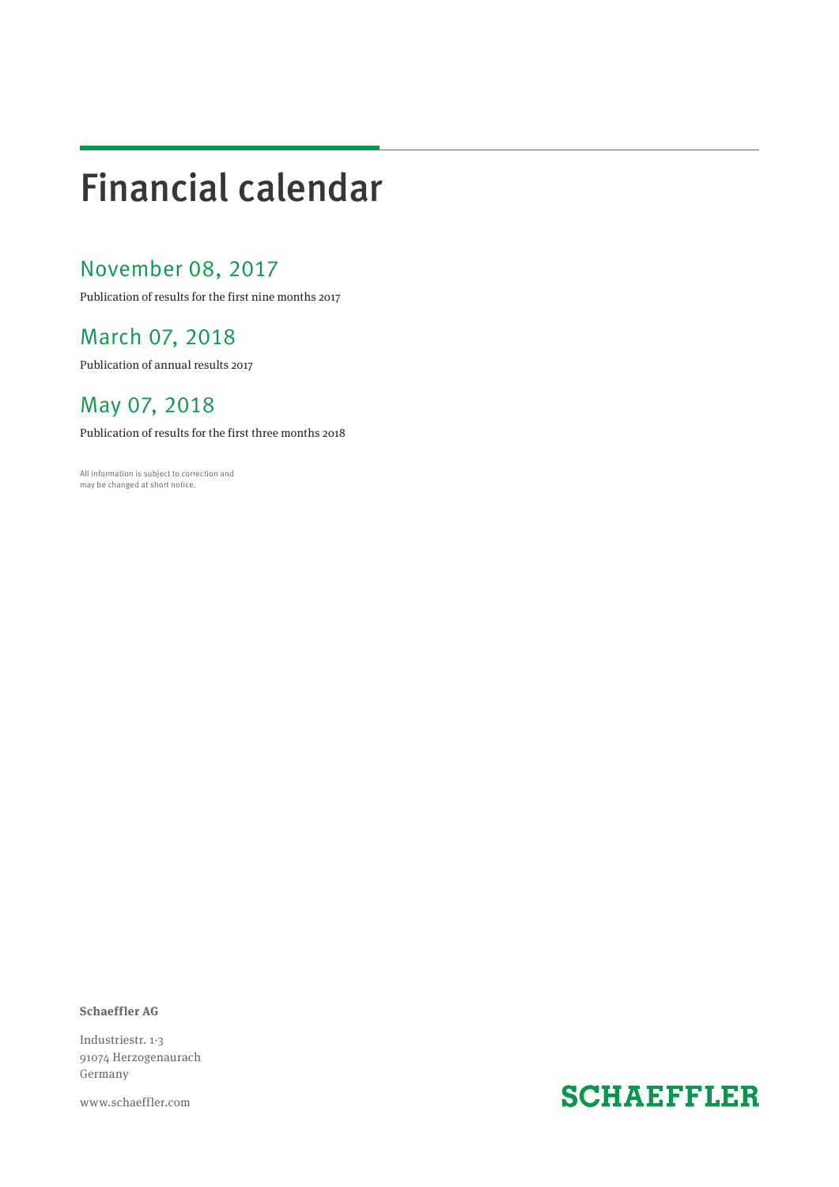# Financial calendar

## November 08, 2017

Publication of results for the first nine months 2017

## March 07, 2018

Publication of annual results 2017

## May 07, 2018

Publication of results for the first three months 2018

All information is subject to correction and
may be changed at short notice.

**Schaeffler AG**

Industriestr. 1-3
91074 Herzogenaurach
Germany

www.schaeffler.com

SCHAEFFLER